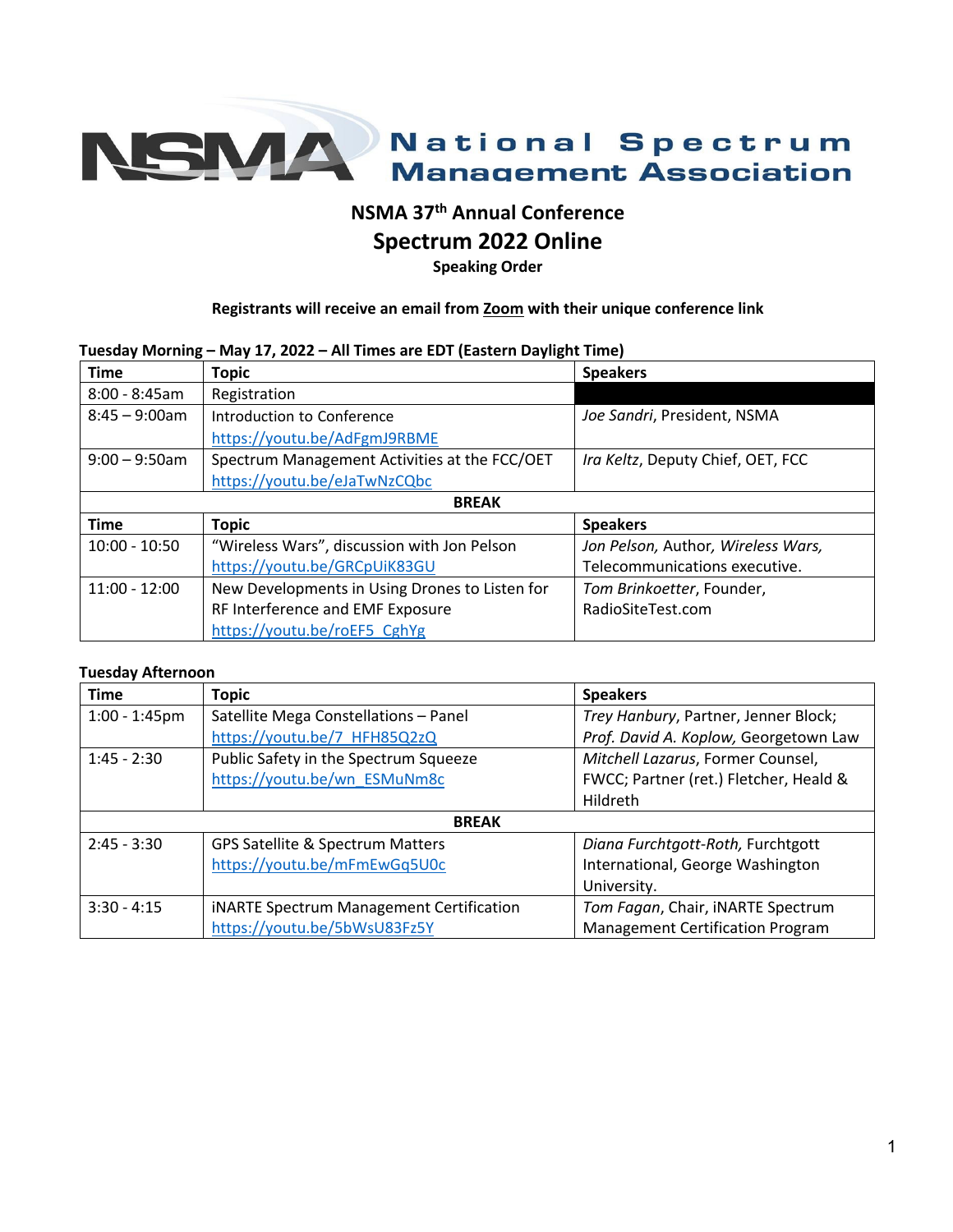# National Spectrum Management Association

## NSMA 37th Annual Conference

# Spectrum 2022 Online

**Speaking Order**

**Registrants will receive an email from Zoom with their unique conference link**

**Tuesday Morning – May 17, 2022 – All Times are EDT (Eastern Daylight Time)**

| Time | Topic | Speakers |
|---|---|---|
| 8:00 - 8:45am | Registration | |
| 8:45 – 9:00am | Introduction to Conference https://youtu.be/AdFgmJ9RBME | *Joe Sandri*, President, NSMA |
| 9:00 – 9:50am | Spectrum Management Activities at the FCC/OET https://youtu.be/eJaTwNzCQbc | *Ira Keltz*, Deputy Chief, OET, FCC |
| | **BREAK** | |
| **Time** | **Topic** | **Speakers** |
| 10:00 - 10:50 | "Wireless Wars", discussion with Jon Pelson https://youtu.be/GRCpUiK83GU | *Jon Pelson,* Author, *Wireless Wars,* Telecommunications executive. |
| 11:00 - 12:00 | New Developments in Using Drones to Listen for RF Interference and EMF Exposure https://youtu.be/roEF5_CghYg | *Tom Brinkoetter*, Founder, RadioSiteTest.com |

**Tuesday Afternoon**

| Time | Topic | Speakers |
|---|---|---|
| 1:00 - 1:45pm | Satellite Mega Constellations – Panel https://youtu.be/7_HFH85Q2zQ | *Trey Hanbury*, Partner, Jenner Block; *Prof. David A. Koplow,* Georgetown Law |
| 1:45 - 2:30 | Public Safety in the Spectrum Squeeze https://youtu.be/wn_ESMuNm8c | *Mitchell Lazarus*, Former Counsel, FWCC; Partner (ret.) Fletcher, Heald & Hildreth |
| | **BREAK** | |
| 2:45 - 3:30 | GPS Satellite & Spectrum Matters https://youtu.be/mFmEwGq5U0c | *Diana Furchtgott-Roth,* Furchtgott International, George Washington University. |
| 3:30 - 4:15 | iNARTE Spectrum Management Certification https://youtu.be/5bWsU83Fz5Y | *Tom Fagan*, Chair, iNARTE Spectrum Management Certification Program |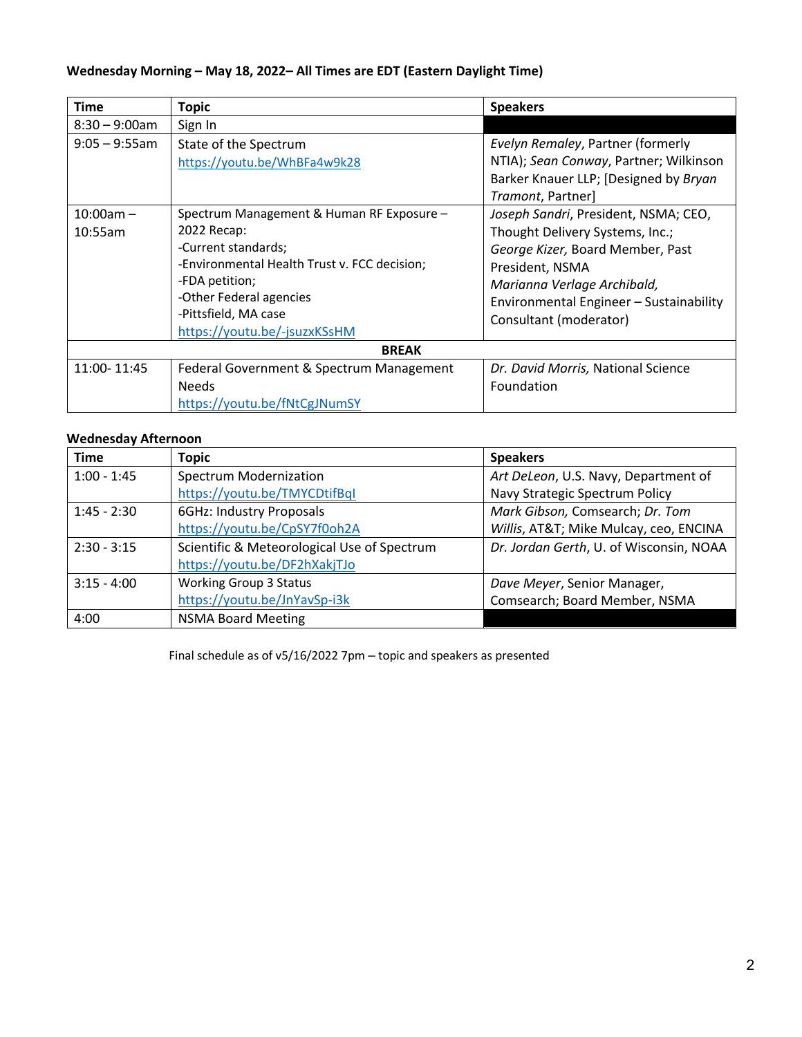**Wednesday Morning – May 18, 2022– All Times are EDT (Eastern Daylight Time)**

| Time | Topic | Speakers |
|---|---|---|
| 8:30 – 9:00am | Sign In | |
| 9:05 – 9:55am | State of the Spectrum<br>https://youtu.be/WhBFa4w9k28 | *Evelyn Remaley*, Partner (formerly NTIA); *Sean Conway*, Partner; Wilkinson Barker Knauer LLP; [Designed by *Bryan Tramont*, Partner] |
| 10:00am – 10:55am | Spectrum Management & Human RF Exposure – 2022 Recap:<br>-Current standards;<br>-Environmental Health Trust v. FCC decision;<br>-FDA petition;<br>-Other Federal agencies<br>-Pittsfield, MA case<br>https://youtu.be/-jsuzxKSsHM | *Joseph Sandri*, President, NSMA; CEO, Thought Delivery Systems, Inc.;<br>*George Kizer,* Board Member, Past President, NSMA<br>*Marianna Verlage Archibald,* Environmental Engineer – Sustainability Consultant (moderator) |
| | **BREAK** | |
| 11:00- 11:45 | Federal Government & Spectrum Management Needs<br>https://youtu.be/fNtCgJNumSY | *Dr. David Morris,* National Science Foundation |

**Wednesday Afternoon**

| Time | Topic | Speakers |
|---|---|---|
| 1:00 - 1:45 | Spectrum Modernization<br>https://youtu.be/TMYCDtifBqI | *Art DeLeon*, U.S. Navy, Department of Navy Strategic Spectrum Policy |
| 1:45 - 2:30 | 6GHz: Industry Proposals<br>https://youtu.be/CpSY7f0oh2A | *Mark Gibson,* Comsearch; *Dr. Tom Willis*, AT&T; Mike Mulcay, ceo, ENCINA |
| 2:30 - 3:15 | Scientific & Meteorological Use of Spectrum<br>https://youtu.be/DF2hXakjTJo | *Dr. Jordan Gerth*, U. of Wisconsin, NOAA |
| 3:15 - 4:00 | Working Group 3 Status<br>https://youtu.be/JnYavSp-i3k | *Dave Meyer*, Senior Manager, Comsearch; Board Member, NSMA |
| 4:00 | NSMA Board Meeting | |

Final schedule as of v5/16/2022 7pm – topic and speakers as presented